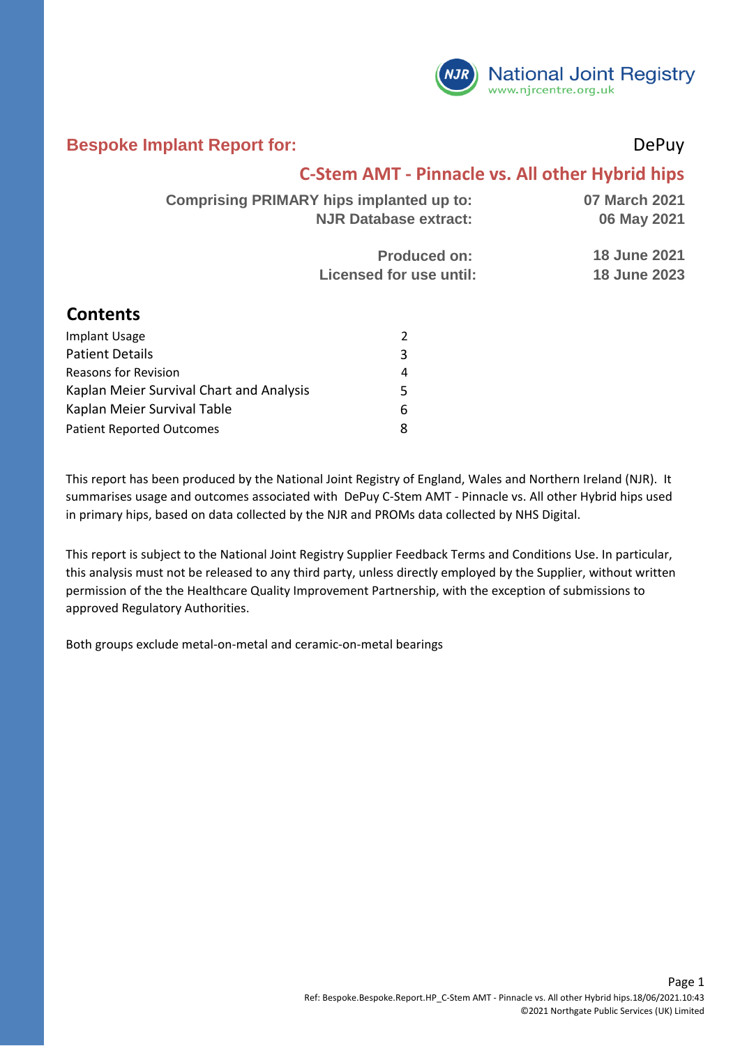National Joint Registry
www.njrcentre.org.uk

## Bespoke Implant Report for: DePuy

## C-Stem AMT - Pinnacle vs. All other Hybrid hips

| | |
|---|---|
| **Comprising PRIMARY hips implanted up to:** | **07 March 2021** |
| **NJR Database extract:** | **06 May 2021** |
| **Produced on:** | **18 June 2021** |
| **Licensed for use until:** | **18 June 2023** |

## Contents

| | |
|---|---|
| Implant Usage | 2 |
| Patient Details | 3 |
| Reasons for Revision | 4 |
| Kaplan Meier Survival Chart and Analysis | 5 |
| Kaplan Meier Survival Table | 6 |
| Patient Reported Outcomes | 8 |

This report has been produced by the National Joint Registry of England, Wales and Northern Ireland (NJR). It summarises usage and outcomes associated with DePuy C-Stem AMT - Pinnacle vs. All other Hybrid hips used in primary hips, based on data collected by the NJR and PROMs data collected by NHS Digital.

This report is subject to the National Joint Registry Supplier Feedback Terms and Conditions Use. In particular, this analysis must not be released to any third party, unless directly employed by the Supplier, without written permission of the the Healthcare Quality Improvement Partnership, with the exception of submissions to approved Regulatory Authorities.

Both groups exclude metal-on-metal and ceramic-on-metal bearings

Ref: Bespoke.Bespoke.Report.HP_C-Stem AMT - Pinnacle vs. All other Hybrid hips.18/06/2021.10:43
©2021 Northgate Public Services (UK) Limited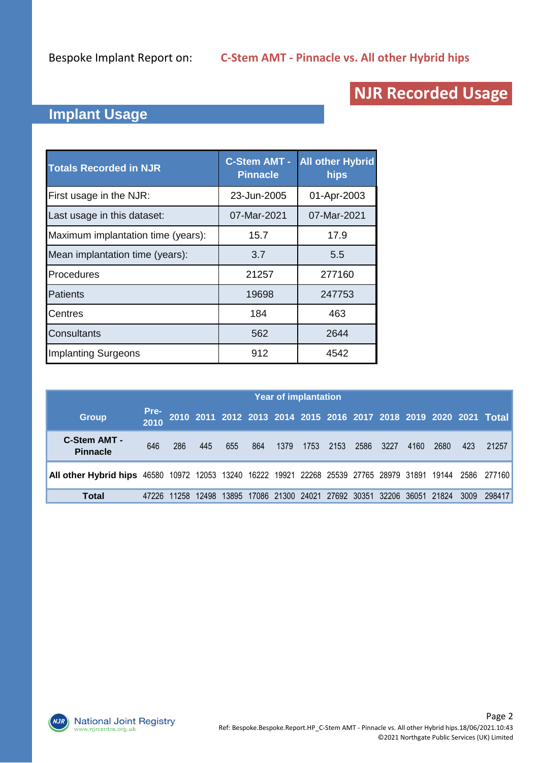Bespoke Implant Report on: **C-Stem AMT - Pinnacle vs. All other Hybrid hips**

# NJR Recorded Usage

## Implant Usage

| Totals Recorded in NJR | C-Stem AMT - Pinnacle | All other Hybrid hips |
|---|---|---|
| First usage in the NJR: | 23-Jun-2005 | 01-Apr-2003 |
| Last usage in this dataset: | 07-Mar-2021 | 07-Mar-2021 |
| Maximum implantation time (years): | 15.7 | 17.9 |
| Mean implantation time (years): | 3.7 | 5.5 |
| Procedures | 21257 | 277160 |
| Patients | 19698 | 247753 |
| Centres | 184 | 463 |
| Consultants | 562 | 2644 |
| Implanting Surgeons | 912 | 4542 |

| Group | Year of implantation | | | | | | | | | | | | | |
|---|---|---|---|---|---|---|---|---|---|---|---|---|---|---|
| | Pre-2010 | 2010 | 2011 | 2012 | 2013 | 2014 | 2015 | 2016 | 2017 | 2018 | 2019 | 2020 | 2021 | Total |
| C-Stem AMT - Pinnacle | 646 | 286 | 445 | 655 | 864 | 1379 | 1753 | 2153 | 2586 | 3227 | 4160 | 2680 | 423 | 21257 |
| All other Hybrid hips | 46580 | 10972 | 12053 | 13240 | 16222 | 19921 | 22268 | 25539 | 27765 | 28979 | 31891 | 19144 | 2586 | 277160 |
| Total | 47226 | 11258 | 12498 | 13895 | 17086 | 21300 | 24021 | 27692 | 30351 | 32206 | 36051 | 21824 | 3009 | 298417 |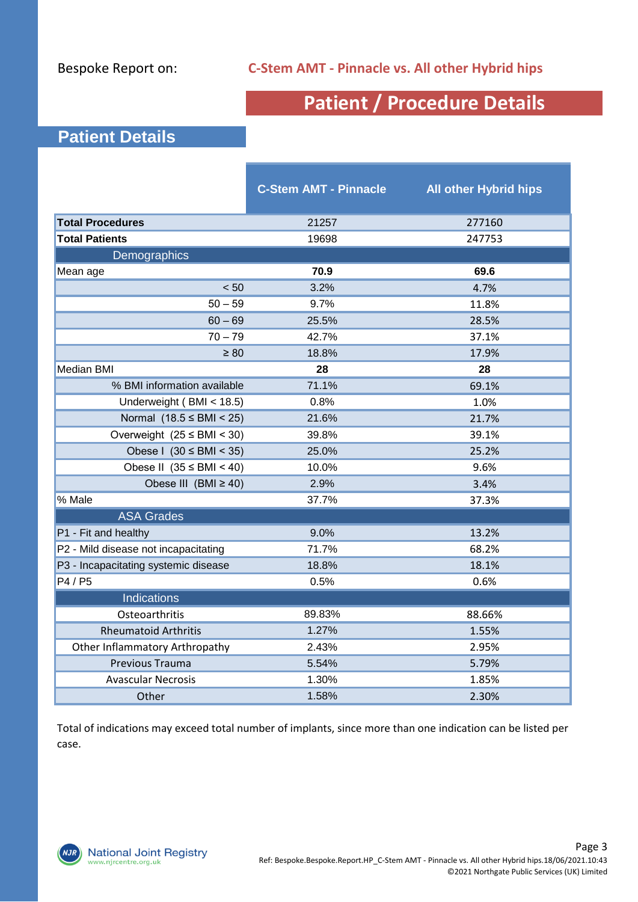Bespoke Report on: **C-Stem AMT - Pinnacle vs. All other Hybrid hips**

# Patient / Procedure Details

## Patient Details

| | C-Stem AMT - Pinnacle | All other Hybrid hips |
|---|---|---|
| **Total Procedures** | 21257 | 277160 |
| **Total Patients** | 19698 | 247753 |
| Demographics | | |
| Mean age | **70.9** | **69.6** |
| < 50 | 3.2% | 4.7% |
| 50 – 59 | 9.7% | 11.8% |
| 60 – 69 | 25.5% | 28.5% |
| 70 – 79 | 42.7% | 37.1% |
| ≥ 80 | 18.8% | 17.9% |
| Median BMI | **28** | **28** |
| % BMI information available | 71.1% | 69.1% |
| Underweight ( BMI < 18.5) | 0.8% | 1.0% |
| Normal (18.5 ≤ BMI < 25) | 21.6% | 21.7% |
| Overweight (25 ≤ BMI < 30) | 39.8% | 39.1% |
| Obese I (30 ≤ BMI < 35) | 25.0% | 25.2% |
| Obese II (35 ≤ BMI < 40) | 10.0% | 9.6% |
| Obese III (BMI ≥ 40) | 2.9% | 3.4% |
| % Male | 37.7% | 37.3% |
| ASA Grades | | |
| P1 - Fit and healthy | 9.0% | 13.2% |
| P2 - Mild disease not incapacitating | 71.7% | 68.2% |
| P3 - Incapacitating systemic disease | 18.8% | 18.1% |
| P4 / P5 | 0.5% | 0.6% |
| Indications | | |
| Osteoarthritis | 89.83% | 88.66% |
| Rheumatoid Arthritis | 1.27% | 1.55% |
| Other Inflammatory Arthropathy | 2.43% | 2.95% |
| Previous Trauma | 5.54% | 5.79% |
| Avascular Necrosis | 1.30% | 1.85% |
| Other | 1.58% | 2.30% |

Total of indications may exceed total number of implants, since more than one indication can be listed per case.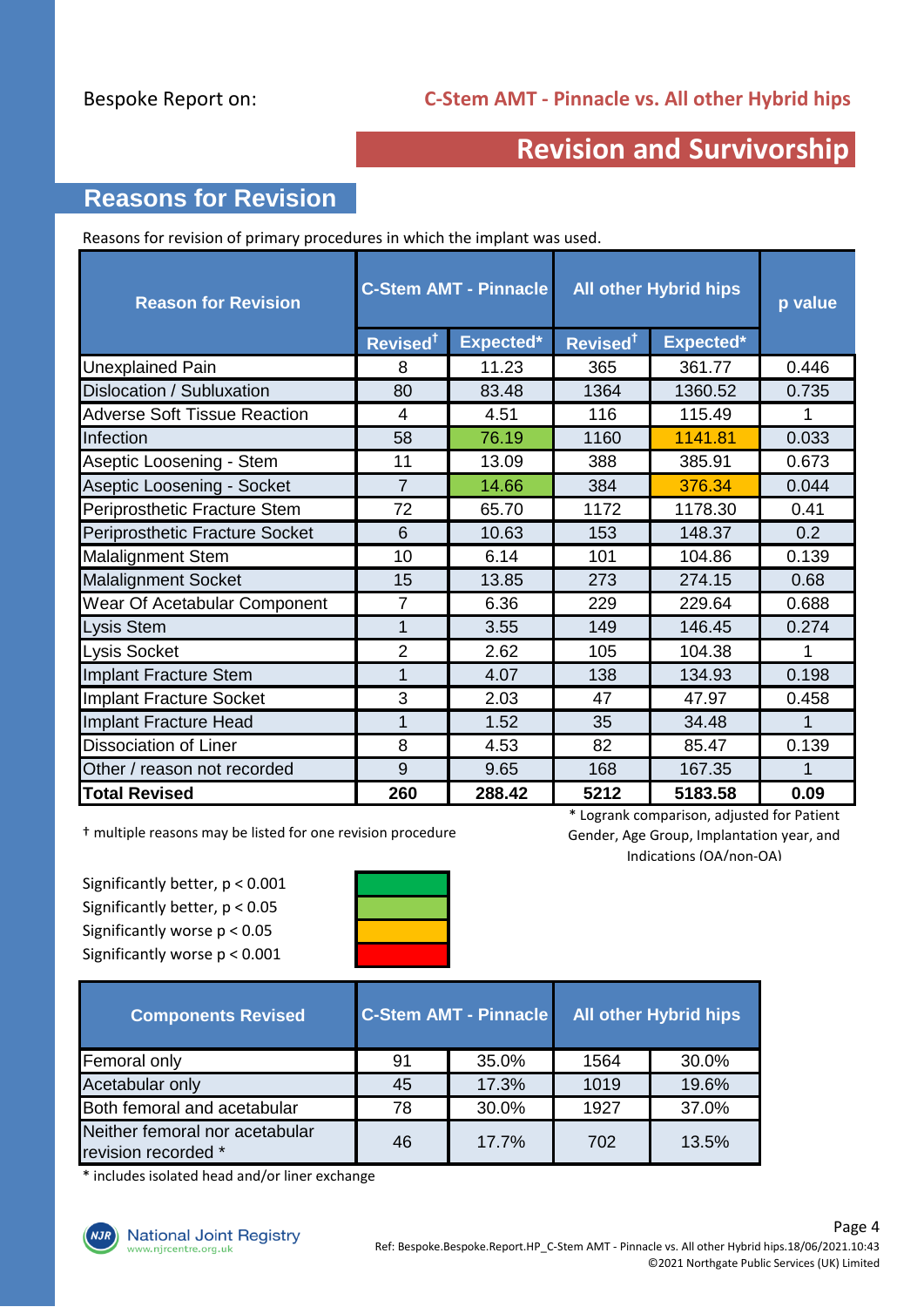Bespoke Report on: **C-Stem AMT - Pinnacle vs. All other Hybrid hips**

# Revision and Survivorship

## Reasons for Revision

Reasons for revision of primary procedures in which the implant was used.

| Reason for Revision | C-Stem AMT - Pinnacle | | All other Hybrid hips | | p value |
|---|---|---|---|---|---|
| | Revised† | Expected* | Revised† | Expected* | |
| Unexplained Pain | 8 | 11.23 | 365 | 361.77 | 0.446 |
| Dislocation / Subluxation | 80 | 83.48 | 1364 | 1360.52 | 0.735 |
| Adverse Soft Tissue Reaction | 4 | 4.51 | 116 | 115.49 | 1 |
| Infection | 58 | 76.19 | 1160 | 1141.81 | 0.033 |
| Aseptic Loosening - Stem | 11 | 13.09 | 388 | 385.91 | 0.673 |
| Aseptic Loosening - Socket | 7 | 14.66 | 384 | 376.34 | 0.044 |
| Periprosthetic Fracture Stem | 72 | 65.70 | 1172 | 1178.30 | 0.41 |
| Periprosthetic Fracture Socket | 6 | 10.63 | 153 | 148.37 | 0.2 |
| Malalignment Stem | 10 | 6.14 | 101 | 104.86 | 0.139 |
| Malalignment Socket | 15 | 13.85 | 273 | 274.15 | 0.68 |
| Wear Of Acetabular Component | 7 | 6.36 | 229 | 229.64 | 0.688 |
| Lysis Stem | 1 | 3.55 | 149 | 146.45 | 0.274 |
| Lysis Socket | 2 | 2.62 | 105 | 104.38 | 1 |
| Implant Fracture Stem | 1 | 4.07 | 138 | 134.93 | 0.198 |
| Implant Fracture Socket | 3 | 2.03 | 47 | 47.97 | 0.458 |
| Implant Fracture Head | 1 | 1.52 | 35 | 34.48 | 1 |
| Dissociation of Liner | 8 | 4.53 | 82 | 85.47 | 0.139 |
| Other / reason not recorded | 9 | 9.65 | 168 | 167.35 | 1 |
| **Total Revised** | **260** | **288.42** | **5212** | **5183.58** | **0.09** |

† multiple reasons may be listed for one revision procedure

* Logrank comparison, adjusted for Patient Gender, Age Group, Implantation year, and Indications (OA/non-OA)

Significantly better, $p < 0.001$
Significantly better, $p < 0.05$
Significantly worse $p < 0.05$
Significantly worse $p < 0.001$

| Components Revised | C-Stem AMT - Pinnacle | | All other Hybrid hips | |
|---|---|---|---|---|
| Femoral only | 91 | 35.0% | 1564 | 30.0% |
| Acetabular only | 45 | 17.3% | 1019 | 19.6% |
| Both femoral and acetabular | 78 | 30.0% | 1927 | 37.0% |
| Neither femoral nor acetabular revision recorded * | 46 | 17.7% | 702 | 13.5% |

* includes isolated head and/or liner exchange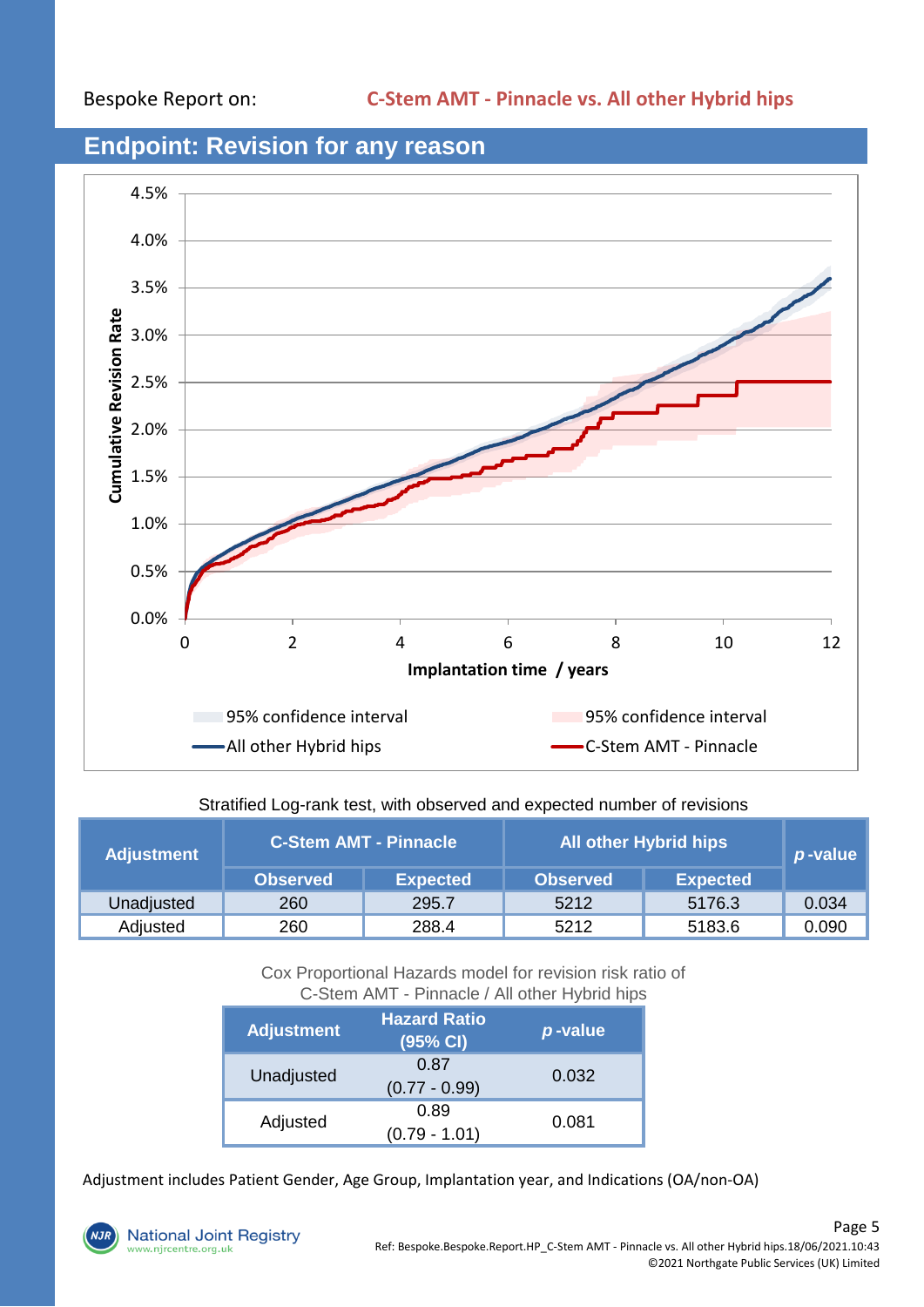Bespoke Report on: **C-Stem AMT - Pinnacle vs. All other Hybrid hips**

## Endpoint: Revision for any reason

Stratified Log-rank test, with observed and expected number of revisions

| Adjustment | C-Stem AMT - Pinnacle | | All other Hybrid hips | | *p*-value |
|---|---|---|---|---|---|
| | Observed | Expected | Observed | Expected | |
| Unadjusted | 260 | 295.7 | 5212 | 5176.3 | 0.034 |
| Adjusted | 260 | 288.4 | 5212 | 5183.6 | 0.090 |

Cox Proportional Hazards model for revision risk ratio of C-Stem AMT - Pinnacle / All other Hybrid hips

| Adjustment | Hazard Ratio (95% CI) | *p*-value |
|---|---|---|
| Unadjusted | 0.87 (0.77 - 0.99) | 0.032 |
| Adjusted | 0.89 (0.79 - 1.01) | 0.081 |

Adjustment includes Patient Gender, Age Group, Implantation year, and Indications (OA/non-OA)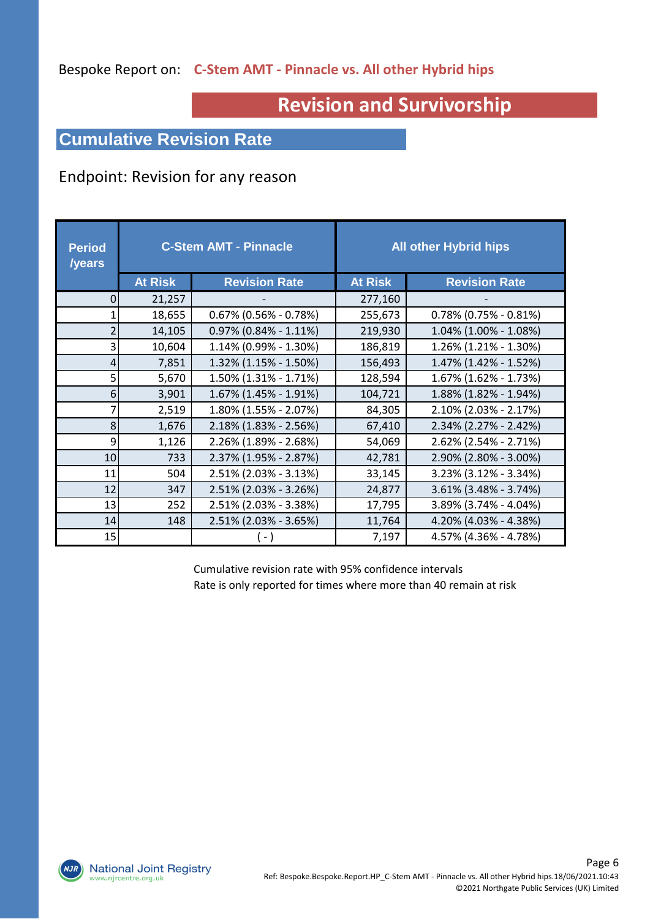Bespoke Report on: **C-Stem AMT - Pinnacle vs. All other Hybrid hips**

# Revision and Survivorship

## Cumulative Revision Rate

Endpoint: Revision for any reason

| Period /years | C-Stem AMT - Pinnacle | | All other Hybrid hips | |
|---|---|---|---|---|
| | At Risk | Revision Rate | At Risk | Revision Rate |
| 0 | 21,257 | - | 277,160 | - |
| 1 | 18,655 | 0.67% (0.56% - 0.78%) | 255,673 | 0.78% (0.75% - 0.81%) |
| 2 | 14,105 | 0.97% (0.84% - 1.11%) | 219,930 | 1.04% (1.00% - 1.08%) |
| 3 | 10,604 | 1.14% (0.99% - 1.30%) | 186,819 | 1.26% (1.21% - 1.30%) |
| 4 | 7,851 | 1.32% (1.15% - 1.50%) | 156,493 | 1.47% (1.42% - 1.52%) |
| 5 | 5,670 | 1.50% (1.31% - 1.71%) | 128,594 | 1.67% (1.62% - 1.73%) |
| 6 | 3,901 | 1.67% (1.45% - 1.91%) | 104,721 | 1.88% (1.82% - 1.94%) |
| 7 | 2,519 | 1.80% (1.55% - 2.07%) | 84,305 | 2.10% (2.03% - 2.17%) |
| 8 | 1,676 | 2.18% (1.83% - 2.56%) | 67,410 | 2.34% (2.27% - 2.42%) |
| 9 | 1,126 | 2.26% (1.89% - 2.68%) | 54,069 | 2.62% (2.54% - 2.71%) |
| 10 | 733 | 2.37% (1.95% - 2.87%) | 42,781 | 2.90% (2.80% - 3.00%) |
| 11 | 504 | 2.51% (2.03% - 3.13%) | 33,145 | 3.23% (3.12% - 3.34%) |
| 12 | 347 | 2.51% (2.03% - 3.26%) | 24,877 | 3.61% (3.48% - 3.74%) |
| 13 | 252 | 2.51% (2.03% - 3.38%) | 17,795 | 3.89% (3.74% - 4.04%) |
| 14 | 148 | 2.51% (2.03% - 3.65%) | 11,764 | 4.20% (4.03% - 4.38%) |
| 15 | | ( - ) | 7,197 | 4.57% (4.36% - 4.78%) |

Cumulative revision rate with 95% confidence intervals
Rate is only reported for times where more than 40 remain at risk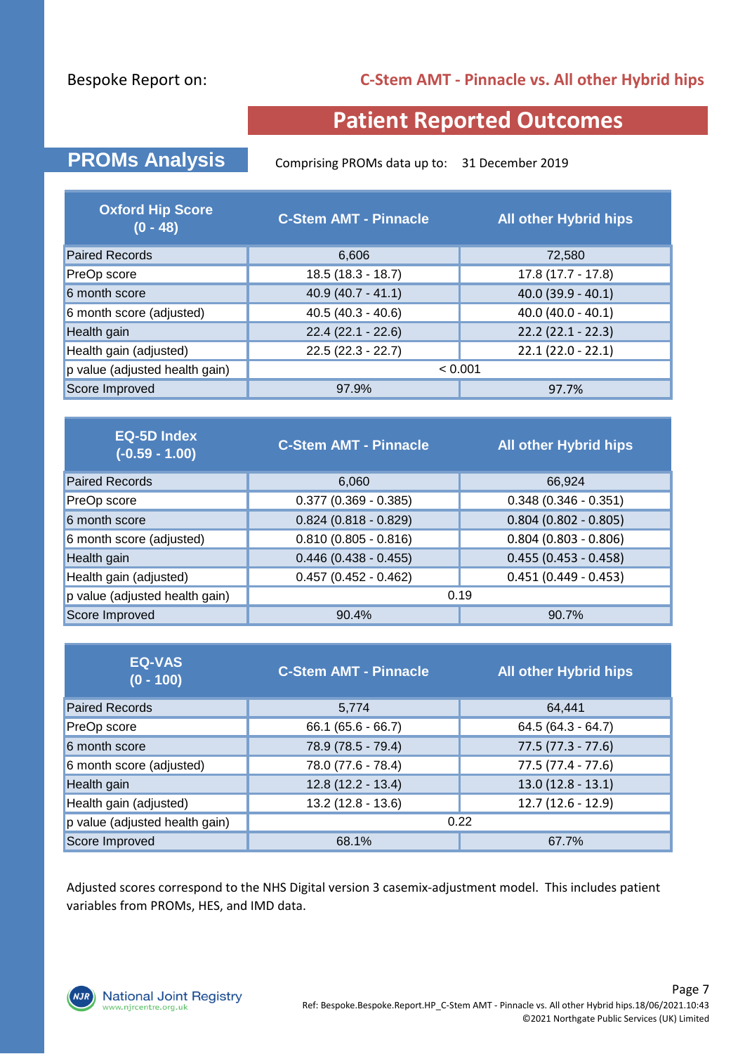Bespoke Report on: **C-Stem AMT - Pinnacle vs. All other Hybrid hips**

# Patient Reported Outcomes

## PROMs Analysis

Comprising PROMs data up to: 31 December 2019

| Oxford Hip Score (0 - 48) | C-Stem AMT - Pinnacle | All other Hybrid hips |
|---|---|---|
| Paired Records | 6,606 | 72,580 |
| PreOp score | 18.5 (18.3 - 18.7) | 17.8 (17.7 - 17.8) |
| 6 month score | 40.9 (40.7 - 41.1) | 40.0 (39.9 - 40.1) |
| 6 month score (adjusted) | 40.5 (40.3 - 40.6) | 40.0 (40.0 - 40.1) |
| Health gain | 22.4 (22.1 - 22.6) | 22.2 (22.1 - 22.3) |
| Health gain (adjusted) | 22.5 (22.3 - 22.7) | 22.1 (22.0 - 22.1) |
| p value (adjusted health gain) | < 0.001 | |
| Score Improved | 97.9% | 97.7% |

| EQ-5D Index (-0.59 - 1.00) | C-Stem AMT - Pinnacle | All other Hybrid hips |
|---|---|---|
| Paired Records | 6,060 | 66,924 |
| PreOp score | 0.377 (0.369 - 0.385) | 0.348 (0.346 - 0.351) |
| 6 month score | 0.824 (0.818 - 0.829) | 0.804 (0.802 - 0.805) |
| 6 month score (adjusted) | 0.810 (0.805 - 0.816) | 0.804 (0.803 - 0.806) |
| Health gain | 0.446 (0.438 - 0.455) | 0.455 (0.453 - 0.458) |
| Health gain (adjusted) | 0.457 (0.452 - 0.462) | 0.451 (0.449 - 0.453) |
| p value (adjusted health gain) | 0.19 | |
| Score Improved | 90.4% | 90.7% |

| EQ-VAS (0 - 100) | C-Stem AMT - Pinnacle | All other Hybrid hips |
|---|---|---|
| Paired Records | 5,774 | 64,441 |
| PreOp score | 66.1 (65.6 - 66.7) | 64.5 (64.3 - 64.7) |
| 6 month score | 78.9 (78.5 - 79.4) | 77.5 (77.3 - 77.6) |
| 6 month score (adjusted) | 78.0 (77.6 - 78.4) | 77.5 (77.4 - 77.6) |
| Health gain | 12.8 (12.2 - 13.4) | 13.0 (12.8 - 13.1) |
| Health gain (adjusted) | 13.2 (12.8 - 13.6) | 12.7 (12.6 - 12.9) |
| p value (adjusted health gain) | 0.22 | |
| Score Improved | 68.1% | 67.7% |

Adjusted scores correspond to the NHS Digital version 3 casemix-adjustment model. This includes patient variables from PROMs, HES, and IMD data.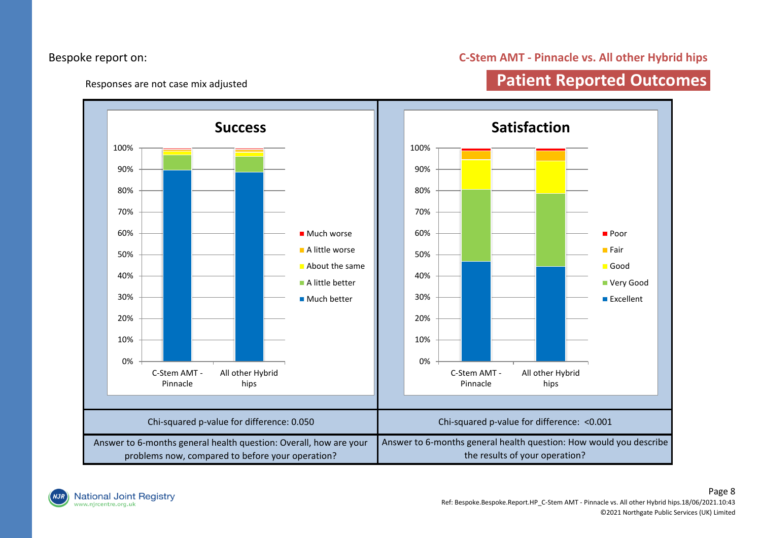Bespoke report on:

**C-Stem AMT - Pinnacle vs. All other Hybrid hips**

Responses are not case mix adjusted

## Patient Reported Outcomes

### Success

Legend: Much worse; A little worse; About the same; A little better; Much better

Categories: C-Stem AMT - Pinnacle; All other Hybrid hips

Chi-squared p-value for difference: 0.050

Answer to 6-months general health question: Overall, how are your problems now, compared to before your operation?

### Satisfaction

Legend: Poor; Fair; Good; Very Good; Excellent

Categories: C-Stem AMT - Pinnacle; All other Hybrid hips

Chi-squared p-value for difference: <0.001

Answer to 6-months general health question: How would you describe the results of your operation?

Ref: Bespoke.Bespoke.Report.HP_C-Stem AMT - Pinnacle vs. All other Hybrid hips.18/06/2021.10:43

©2021 Northgate Public Services (UK) Limited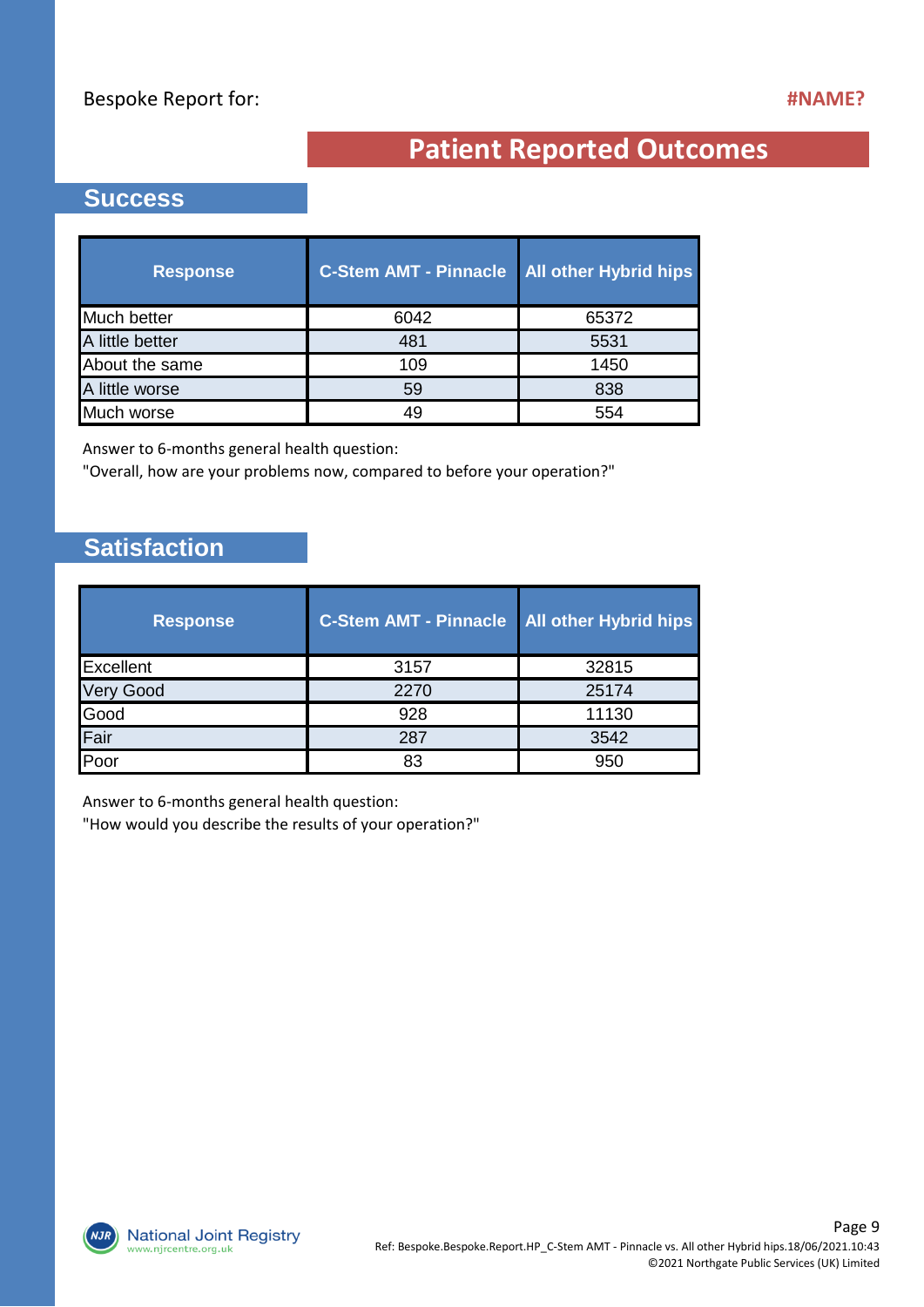Bespoke Report for: **#NAME?**

# Patient Reported Outcomes

## Success

| Response | C-Stem AMT - Pinnacle | All other Hybrid hips |
|---|---|---|
| Much better | 6042 | 65372 |
| A little better | 481 | 5531 |
| About the same | 109 | 1450 |
| A little worse | 59 | 838 |
| Much worse | 49 | 554 |

Answer to 6-months general health question:
"Overall, how are your problems now, compared to before your operation?"

## Satisfaction

| Response | C-Stem AMT - Pinnacle | All other Hybrid hips |
|---|---|---|
| Excellent | 3157 | 32815 |
| Very Good | 2270 | 25174 |
| Good | 928 | 11130 |
| Fair | 287 | 3542 |
| Poor | 83 | 950 |

Answer to 6-months general health question:
"How would you describe the results of your operation?"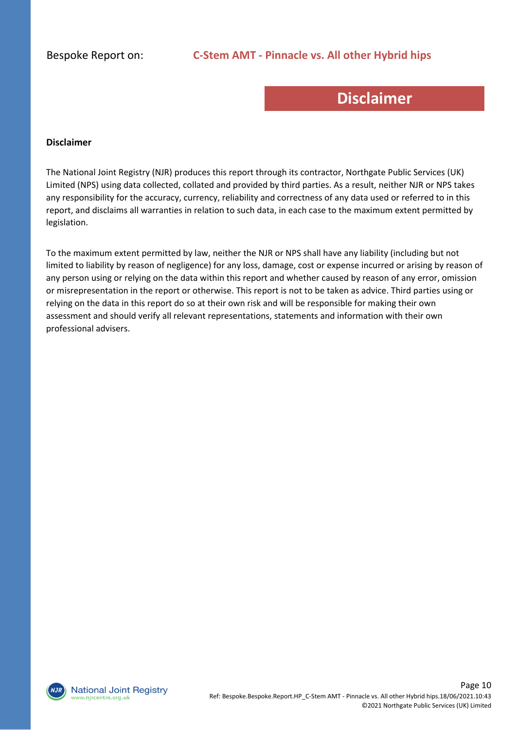# Disclaimer

**Disclaimer**

The National Joint Registry (NJR) produces this report through its contractor, Northgate Public Services (UK) Limited (NPS) using data collected, collated and provided by third parties. As a result, neither NJR or NPS takes any responsibility for the accuracy, currency, reliability and correctness of any data used or referred to in this report, and disclaims all warranties in relation to such data, in each case to the maximum extent permitted by legislation.

To the maximum extent permitted by law, neither the NJR or NPS shall have any liability (including but not limited to liability by reason of negligence) for any loss, damage, cost or expense incurred or arising by reason of any person using or relying on the data within this report and whether caused by reason of any error, omission or misrepresentation in the report or otherwise. This report is not to be taken as advice. Third parties using or relying on the data in this report do so at their own risk and will be responsible for making their own assessment and should verify all relevant representations, statements and information with their own professional advisers.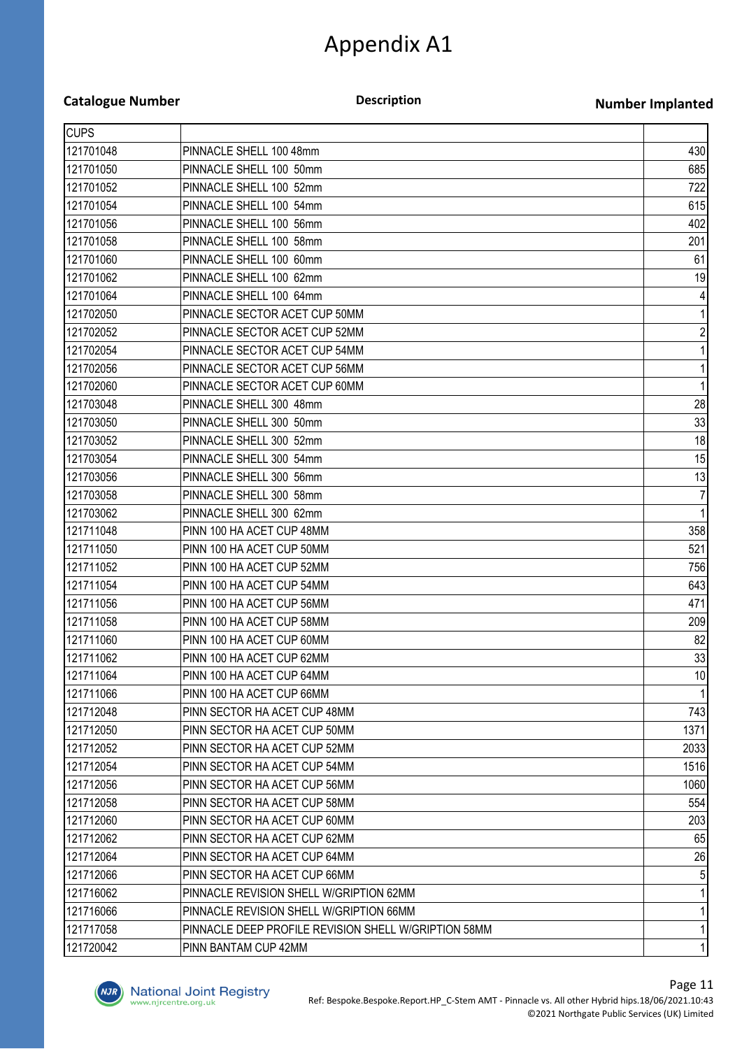# Appendix A1

| Catalogue Number | Description | Number Implanted |
|---|---|---|
| CUPS | | |
| 121701048 | PINNACLE SHELL 100 48mm | 430 |
| 121701050 | PINNACLE SHELL 100 50mm | 685 |
| 121701052 | PINNACLE SHELL 100 52mm | 722 |
| 121701054 | PINNACLE SHELL 100 54mm | 615 |
| 121701056 | PINNACLE SHELL 100 56mm | 402 |
| 121701058 | PINNACLE SHELL 100 58mm | 201 |
| 121701060 | PINNACLE SHELL 100 60mm | 61 |
| 121701062 | PINNACLE SHELL 100 62mm | 19 |
| 121701064 | PINNACLE SHELL 100 64mm | 4 |
| 121702050 | PINNACLE SECTOR ACET CUP 50MM | 1 |
| 121702052 | PINNACLE SECTOR ACET CUP 52MM | 2 |
| 121702054 | PINNACLE SECTOR ACET CUP 54MM | 1 |
| 121702056 | PINNACLE SECTOR ACET CUP 56MM | 1 |
| 121702060 | PINNACLE SECTOR ACET CUP 60MM | 1 |
| 121703048 | PINNACLE SHELL 300 48mm | 28 |
| 121703050 | PINNACLE SHELL 300 50mm | 33 |
| 121703052 | PINNACLE SHELL 300 52mm | 18 |
| 121703054 | PINNACLE SHELL 300 54mm | 15 |
| 121703056 | PINNACLE SHELL 300 56mm | 13 |
| 121703058 | PINNACLE SHELL 300 58mm | 7 |
| 121703062 | PINNACLE SHELL 300 62mm | 1 |
| 121711048 | PINN 100 HA ACET CUP 48MM | 358 |
| 121711050 | PINN 100 HA ACET CUP 50MM | 521 |
| 121711052 | PINN 100 HA ACET CUP 52MM | 756 |
| 121711054 | PINN 100 HA ACET CUP 54MM | 643 |
| 121711056 | PINN 100 HA ACET CUP 56MM | 471 |
| 121711058 | PINN 100 HA ACET CUP 58MM | 209 |
| 121711060 | PINN 100 HA ACET CUP 60MM | 82 |
| 121711062 | PINN 100 HA ACET CUP 62MM | 33 |
| 121711064 | PINN 100 HA ACET CUP 64MM | 10 |
| 121711066 | PINN 100 HA ACET CUP 66MM | 1 |
| 121712048 | PINN SECTOR HA ACET CUP 48MM | 743 |
| 121712050 | PINN SECTOR HA ACET CUP 50MM | 1371 |
| 121712052 | PINN SECTOR HA ACET CUP 52MM | 2033 |
| 121712054 | PINN SECTOR HA ACET CUP 54MM | 1516 |
| 121712056 | PINN SECTOR HA ACET CUP 56MM | 1060 |
| 121712058 | PINN SECTOR HA ACET CUP 58MM | 554 |
| 121712060 | PINN SECTOR HA ACET CUP 60MM | 203 |
| 121712062 | PINN SECTOR HA ACET CUP 62MM | 65 |
| 121712064 | PINN SECTOR HA ACET CUP 64MM | 26 |
| 121712066 | PINN SECTOR HA ACET CUP 66MM | 5 |
| 121716062 | PINNACLE REVISION SHELL W/GRIPTION 62MM | 1 |
| 121716066 | PINNACLE REVISION SHELL W/GRIPTION 66MM | 1 |
| 121717058 | PINNACLE DEEP PROFILE REVISION SHELL W/GRIPTION 58MM | 1 |
| 121720042 | PINN BANTAM CUP 42MM | 1 |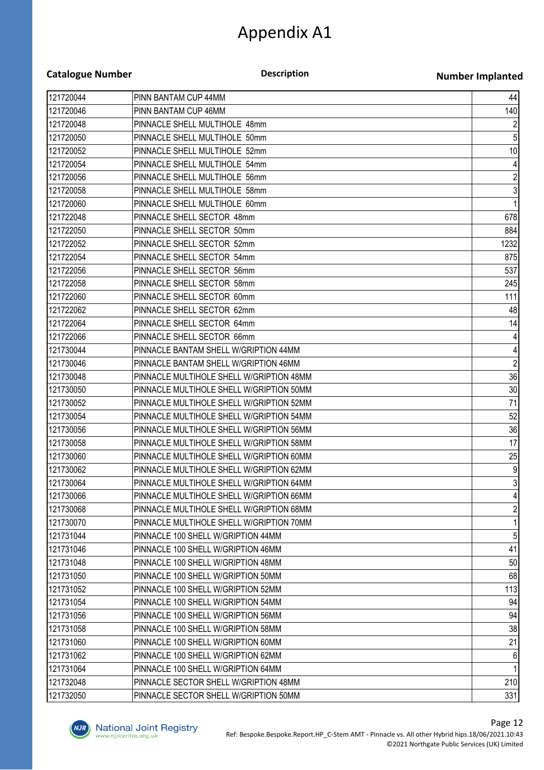# Appendix A1

| Catalogue Number | Description | Number Implanted |
|---|---|---|
| 121720044 | PINN BANTAM CUP 44MM | 44 |
| 121720046 | PINN BANTAM CUP 46MM | 140 |
| 121720048 | PINNACLE SHELL MULTIHOLE 48mm | 2 |
| 121720050 | PINNACLE SHELL MULTIHOLE 50mm | 5 |
| 121720052 | PINNACLE SHELL MULTIHOLE 52mm | 10 |
| 121720054 | PINNACLE SHELL MULTIHOLE 54mm | 4 |
| 121720056 | PINNACLE SHELL MULTIHOLE 56mm | 2 |
| 121720058 | PINNACLE SHELL MULTIHOLE 58mm | 3 |
| 121720060 | PINNACLE SHELL MULTIHOLE 60mm | 1 |
| 121722048 | PINNACLE SHELL SECTOR 48mm | 678 |
| 121722050 | PINNACLE SHELL SECTOR 50mm | 884 |
| 121722052 | PINNACLE SHELL SECTOR 52mm | 1232 |
| 121722054 | PINNACLE SHELL SECTOR 54mm | 875 |
| 121722056 | PINNACLE SHELL SECTOR 56mm | 537 |
| 121722058 | PINNACLE SHELL SECTOR 58mm | 245 |
| 121722060 | PINNACLE SHELL SECTOR 60mm | 111 |
| 121722062 | PINNACLE SHELL SECTOR 62mm | 48 |
| 121722064 | PINNACLE SHELL SECTOR 64mm | 14 |
| 121722066 | PINNACLE SHELL SECTOR 66mm | 4 |
| 121730044 | PINNACLE BANTAM SHELL W/GRIPTION 44MM | 4 |
| 121730046 | PINNACLE BANTAM SHELL W/GRIPTION 46MM | 2 |
| 121730048 | PINNACLE MULTIHOLE SHELL W/GRIPTION 48MM | 36 |
| 121730050 | PINNACLE MULTIHOLE SHELL W/GRIPTION 50MM | 30 |
| 121730052 | PINNACLE MULTIHOLE SHELL W/GRIPTION 52MM | 71 |
| 121730054 | PINNACLE MULTIHOLE SHELL W/GRIPTION 54MM | 52 |
| 121730056 | PINNACLE MULTIHOLE SHELL W/GRIPTION 56MM | 36 |
| 121730058 | PINNACLE MULTIHOLE SHELL W/GRIPTION 58MM | 17 |
| 121730060 | PINNACLE MULTIHOLE SHELL W/GRIPTION 60MM | 25 |
| 121730062 | PINNACLE MULTIHOLE SHELL W/GRIPTION 62MM | 9 |
| 121730064 | PINNACLE MULTIHOLE SHELL W/GRIPTION 64MM | 3 |
| 121730066 | PINNACLE MULTIHOLE SHELL W/GRIPTION 66MM | 4 |
| 121730068 | PINNACLE MULTIHOLE SHELL W/GRIPTION 68MM | 2 |
| 121730070 | PINNACLE MULTIHOLE SHELL W/GRIPTION 70MM | 1 |
| 121731044 | PINNACLE 100 SHELL W/GRIPTION 44MM | 5 |
| 121731046 | PINNACLE 100 SHELL W/GRIPTION 46MM | 41 |
| 121731048 | PINNACLE 100 SHELL W/GRIPTION 48MM | 50 |
| 121731050 | PINNACLE 100 SHELL W/GRIPTION 50MM | 68 |
| 121731052 | PINNACLE 100 SHELL W/GRIPTION 52MM | 113 |
| 121731054 | PINNACLE 100 SHELL W/GRIPTION 54MM | 94 |
| 121731056 | PINNACLE 100 SHELL W/GRIPTION 56MM | 94 |
| 121731058 | PINNACLE 100 SHELL W/GRIPTION 58MM | 38 |
| 121731060 | PINNACLE 100 SHELL W/GRIPTION 60MM | 21 |
| 121731062 | PINNACLE 100 SHELL W/GRIPTION 62MM | 6 |
| 121731064 | PINNACLE 100 SHELL W/GRIPTION 64MM | 1 |
| 121732048 | PINNACLE SECTOR SHELL W/GRIPTION 48MM | 210 |
| 121732050 | PINNACLE SECTOR SHELL W/GRIPTION 50MM | 331 |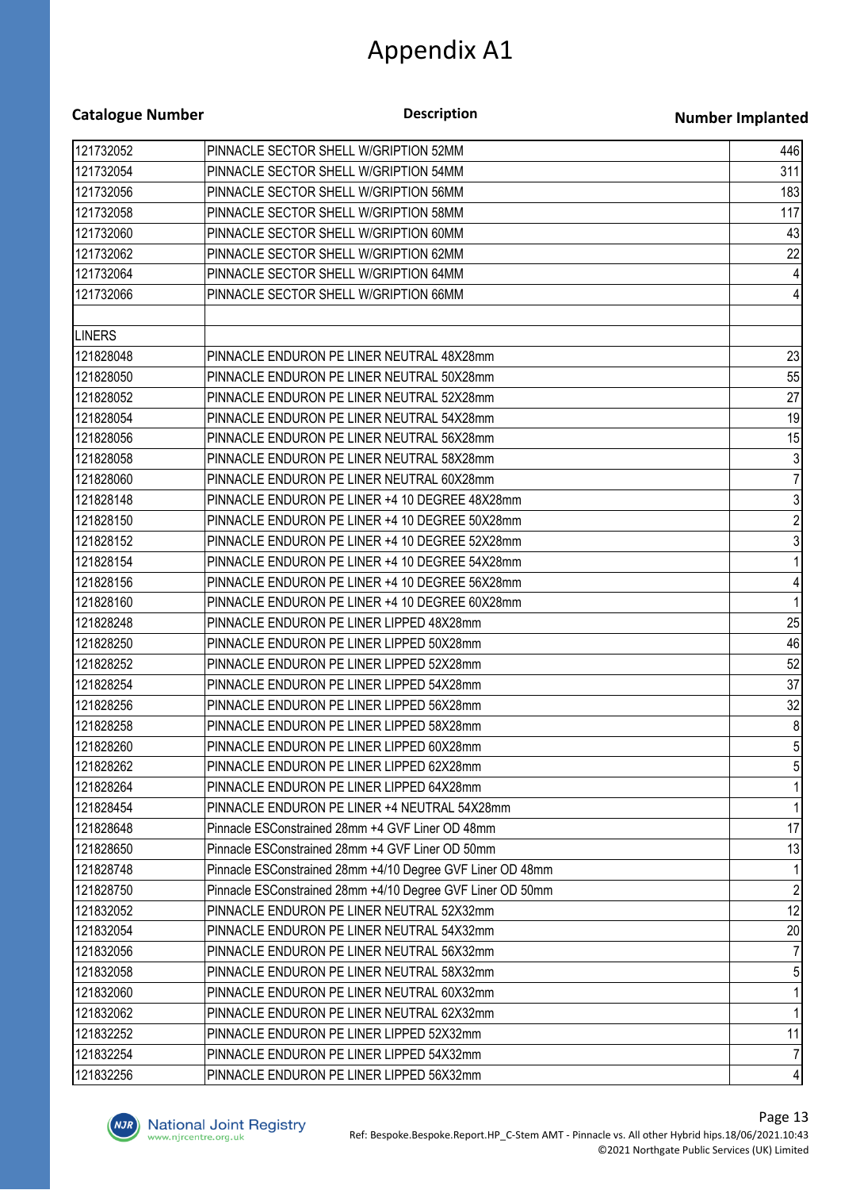# Appendix A1

| Catalogue Number | Description | Number Implanted |
|---|---|---|
| 121732052 | PINNACLE SECTOR SHELL W/GRIPTION 52MM | 446 |
| 121732054 | PINNACLE SECTOR SHELL W/GRIPTION 54MM | 311 |
| 121732056 | PINNACLE SECTOR SHELL W/GRIPTION 56MM | 183 |
| 121732058 | PINNACLE SECTOR SHELL W/GRIPTION 58MM | 117 |
| 121732060 | PINNACLE SECTOR SHELL W/GRIPTION 60MM | 43 |
| 121732062 | PINNACLE SECTOR SHELL W/GRIPTION 62MM | 22 |
| 121732064 | PINNACLE SECTOR SHELL W/GRIPTION 64MM | 4 |
| 121732066 | PINNACLE SECTOR SHELL W/GRIPTION 66MM | 4 |
| | | |
| LINERS | | |
| 121828048 | PINNACLE ENDURON PE LINER NEUTRAL 48X28mm | 23 |
| 121828050 | PINNACLE ENDURON PE LINER NEUTRAL 50X28mm | 55 |
| 121828052 | PINNACLE ENDURON PE LINER NEUTRAL 52X28mm | 27 |
| 121828054 | PINNACLE ENDURON PE LINER NEUTRAL 54X28mm | 19 |
| 121828056 | PINNACLE ENDURON PE LINER NEUTRAL 56X28mm | 15 |
| 121828058 | PINNACLE ENDURON PE LINER NEUTRAL 58X28mm | 3 |
| 121828060 | PINNACLE ENDURON PE LINER NEUTRAL 60X28mm | 7 |
| 121828148 | PINNACLE ENDURON PE LINER +4 10 DEGREE 48X28mm | 3 |
| 121828150 | PINNACLE ENDURON PE LINER +4 10 DEGREE 50X28mm | 2 |
| 121828152 | PINNACLE ENDURON PE LINER +4 10 DEGREE 52X28mm | 3 |
| 121828154 | PINNACLE ENDURON PE LINER +4 10 DEGREE 54X28mm | 1 |
| 121828156 | PINNACLE ENDURON PE LINER +4 10 DEGREE 56X28mm | 4 |
| 121828160 | PINNACLE ENDURON PE LINER +4 10 DEGREE 60X28mm | 1 |
| 121828248 | PINNACLE ENDURON PE LINER LIPPED 48X28mm | 25 |
| 121828250 | PINNACLE ENDURON PE LINER LIPPED 50X28mm | 46 |
| 121828252 | PINNACLE ENDURON PE LINER LIPPED 52X28mm | 52 |
| 121828254 | PINNACLE ENDURON PE LINER LIPPED 54X28mm | 37 |
| 121828256 | PINNACLE ENDURON PE LINER LIPPED 56X28mm | 32 |
| 121828258 | PINNACLE ENDURON PE LINER LIPPED 58X28mm | 8 |
| 121828260 | PINNACLE ENDURON PE LINER LIPPED 60X28mm | 5 |
| 121828262 | PINNACLE ENDURON PE LINER LIPPED 62X28mm | 5 |
| 121828264 | PINNACLE ENDURON PE LINER LIPPED 64X28mm | 1 |
| 121828454 | PINNACLE ENDURON PE LINER +4 NEUTRAL 54X28mm | 1 |
| 121828648 | Pinnacle ESConstrained 28mm +4 GVF Liner OD 48mm | 17 |
| 121828650 | Pinnacle ESConstrained 28mm +4 GVF Liner OD 50mm | 13 |
| 121828748 | Pinnacle ESConstrained 28mm +4/10 Degree GVF Liner OD 48mm | 1 |
| 121828750 | Pinnacle ESConstrained 28mm +4/10 Degree GVF Liner OD 50mm | 2 |
| 121832052 | PINNACLE ENDURON PE LINER NEUTRAL 52X32mm | 12 |
| 121832054 | PINNACLE ENDURON PE LINER NEUTRAL 54X32mm | 20 |
| 121832056 | PINNACLE ENDURON PE LINER NEUTRAL 56X32mm | 7 |
| 121832058 | PINNACLE ENDURON PE LINER NEUTRAL 58X32mm | 5 |
| 121832060 | PINNACLE ENDURON PE LINER NEUTRAL 60X32mm | 1 |
| 121832062 | PINNACLE ENDURON PE LINER NEUTRAL 62X32mm | 1 |
| 121832252 | PINNACLE ENDURON PE LINER LIPPED 52X32mm | 11 |
| 121832254 | PINNACLE ENDURON PE LINER LIPPED 54X32mm | 7 |
| 121832256 | PINNACLE ENDURON PE LINER LIPPED 56X32mm | 4 |

Ref: Bespoke.Bespoke.Report.HP_C-Stem AMT - Pinnacle vs. All other Hybrid hips.18/06/2021.10:43
©2021 Northgate Public Services (UK) Limited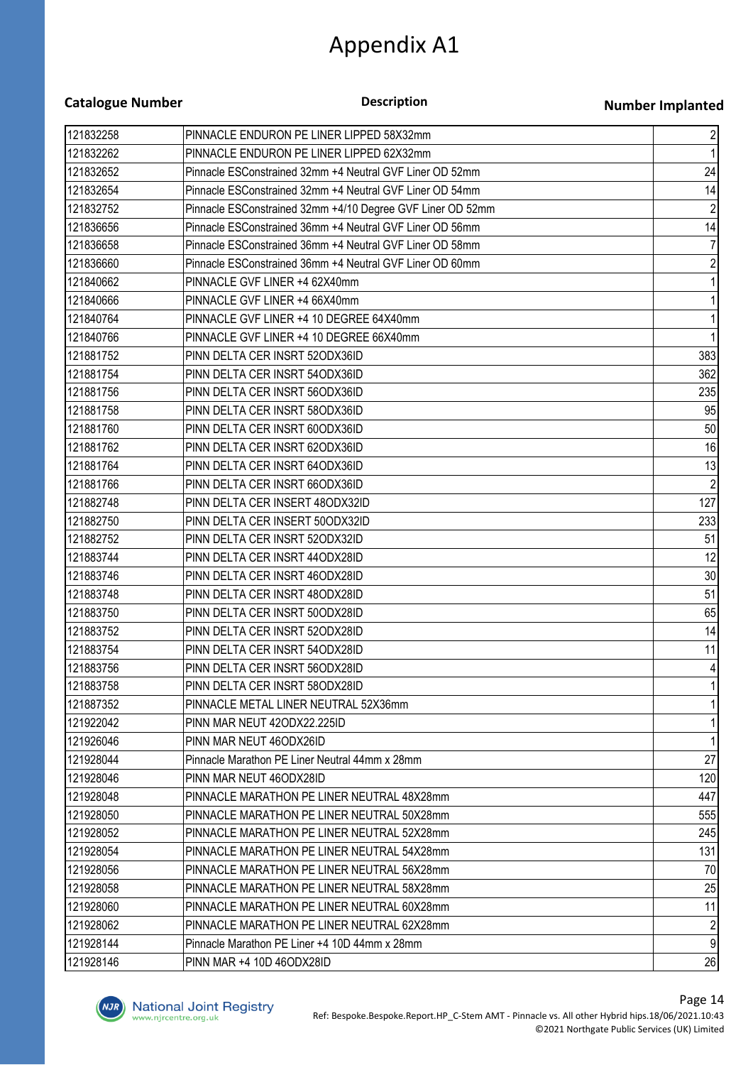# Appendix A1

| Catalogue Number | Description | Number Implanted |
|---|---|---|
| 121832258 | PINNACLE ENDURON PE LINER LIPPED 58X32mm | 2 |
| 121832262 | PINNACLE ENDURON PE LINER LIPPED 62X32mm | 1 |
| 121832652 | Pinnacle ESConstrained 32mm +4 Neutral GVF Liner OD 52mm | 24 |
| 121832654 | Pinnacle ESConstrained 32mm +4 Neutral GVF Liner OD 54mm | 14 |
| 121832752 | Pinnacle ESConstrained 32mm +4/10 Degree GVF Liner OD 52mm | 2 |
| 121836656 | Pinnacle ESConstrained 36mm +4 Neutral GVF Liner OD 56mm | 14 |
| 121836658 | Pinnacle ESConstrained 36mm +4 Neutral GVF Liner OD 58mm | 7 |
| 121836660 | Pinnacle ESConstrained 36mm +4 Neutral GVF Liner OD 60mm | 2 |
| 121840662 | PINNACLE GVF LINER +4 62X40mm | 1 |
| 121840666 | PINNACLE GVF LINER +4 66X40mm | 1 |
| 121840764 | PINNACLE GVF LINER +4 10 DEGREE 64X40mm | 1 |
| 121840766 | PINNACLE GVF LINER +4 10 DEGREE 66X40mm | 1 |
| 121881752 | PINN DELTA CER INSRT 52ODX36ID | 383 |
| 121881754 | PINN DELTA CER INSRT 54ODX36ID | 362 |
| 121881756 | PINN DELTA CER INSRT 56ODX36ID | 235 |
| 121881758 | PINN DELTA CER INSRT 58ODX36ID | 95 |
| 121881760 | PINN DELTA CER INSRT 60ODX36ID | 50 |
| 121881762 | PINN DELTA CER INSRT 62ODX36ID | 16 |
| 121881764 | PINN DELTA CER INSRT 64ODX36ID | 13 |
| 121881766 | PINN DELTA CER INSRT 66ODX36ID | 2 |
| 121882748 | PINN DELTA CER INSERT 48ODX32ID | 127 |
| 121882750 | PINN DELTA CER INSERT 50ODX32ID | 233 |
| 121882752 | PINN DELTA CER INSRT 52ODX32ID | 51 |
| 121883744 | PINN DELTA CER INSRT 44ODX28ID | 12 |
| 121883746 | PINN DELTA CER INSRT 46ODX28ID | 30 |
| 121883748 | PINN DELTA CER INSRT 48ODX28ID | 51 |
| 121883750 | PINN DELTA CER INSRT 50ODX28ID | 65 |
| 121883752 | PINN DELTA CER INSRT 52ODX28ID | 14 |
| 121883754 | PINN DELTA CER INSRT 54ODX28ID | 11 |
| 121883756 | PINN DELTA CER INSRT 56ODX28ID | 4 |
| 121883758 | PINN DELTA CER INSRT 58ODX28ID | 1 |
| 121887352 | PINNACLE METAL LINER NEUTRAL 52X36mm | 1 |
| 121922042 | PINN MAR NEUT 42ODX22.225ID | 1 |
| 121926046 | PINN MAR NEUT 46ODX26ID | 1 |
| 121928044 | Pinnacle Marathon PE Liner Neutral 44mm x 28mm | 27 |
| 121928046 | PINN MAR NEUT 46ODX28ID | 120 |
| 121928048 | PINNACLE MARATHON PE LINER NEUTRAL 48X28mm | 447 |
| 121928050 | PINNACLE MARATHON PE LINER NEUTRAL 50X28mm | 555 |
| 121928052 | PINNACLE MARATHON PE LINER NEUTRAL 52X28mm | 245 |
| 121928054 | PINNACLE MARATHON PE LINER NEUTRAL 54X28mm | 131 |
| 121928056 | PINNACLE MARATHON PE LINER NEUTRAL 56X28mm | 70 |
| 121928058 | PINNACLE MARATHON PE LINER NEUTRAL 58X28mm | 25 |
| 121928060 | PINNACLE MARATHON PE LINER NEUTRAL 60X28mm | 11 |
| 121928062 | PINNACLE MARATHON PE LINER NEUTRAL 62X28mm | 2 |
| 121928144 | Pinnacle Marathon PE Liner +4 10D 44mm x 28mm | 9 |
| 121928146 | PINN MAR +4 10D 46ODX28ID | 26 |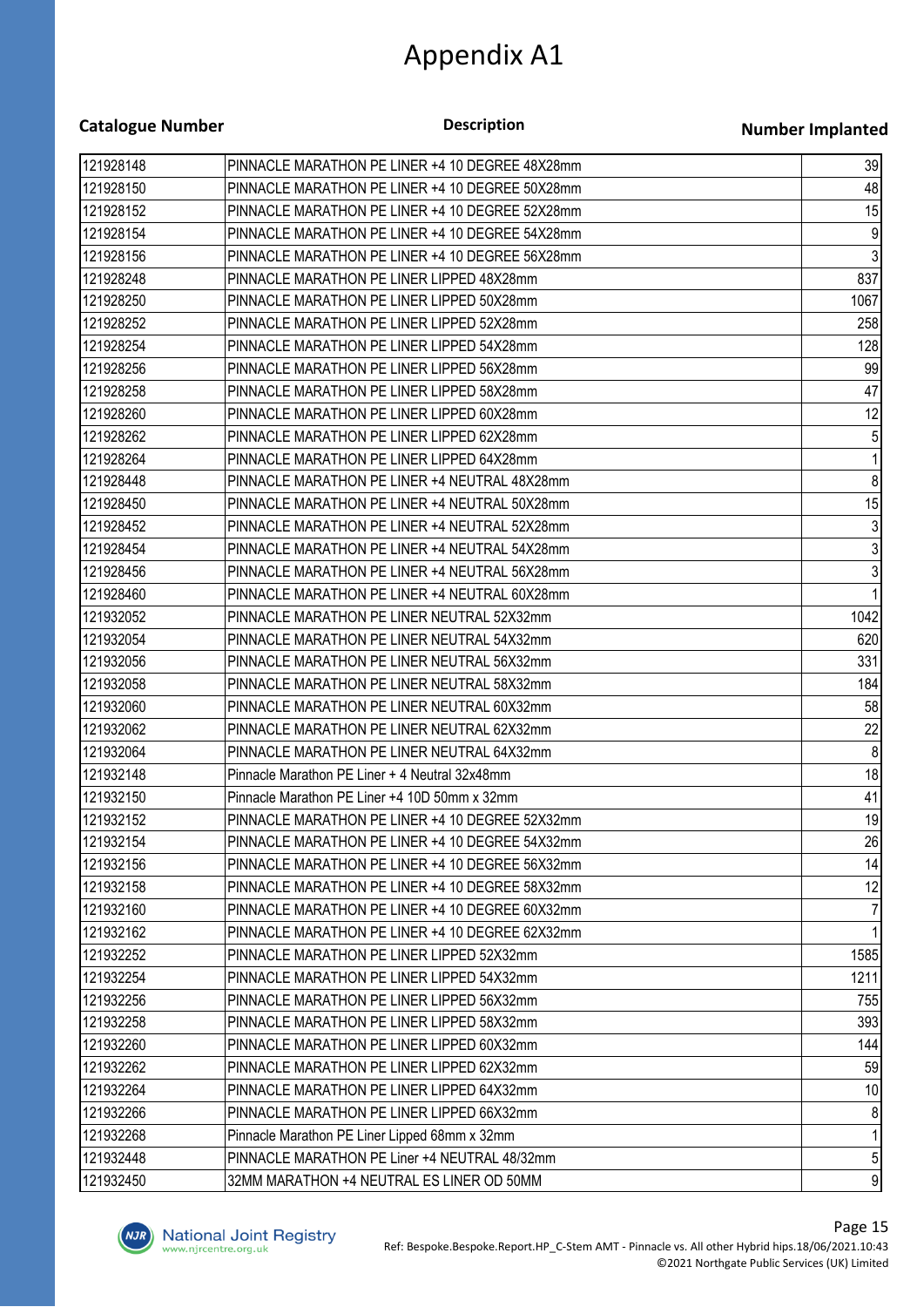# Appendix A1

| Catalogue Number | Description | Number Implanted |
|---|---|---|
| 121928148 | PINNACLE MARATHON PE LINER +4 10 DEGREE 48X28mm | 39 |
| 121928150 | PINNACLE MARATHON PE LINER +4 10 DEGREE 50X28mm | 48 |
| 121928152 | PINNACLE MARATHON PE LINER +4 10 DEGREE 52X28mm | 15 |
| 121928154 | PINNACLE MARATHON PE LINER +4 10 DEGREE 54X28mm | 9 |
| 121928156 | PINNACLE MARATHON PE LINER +4 10 DEGREE 56X28mm | 3 |
| 121928248 | PINNACLE MARATHON PE LINER LIPPED 48X28mm | 837 |
| 121928250 | PINNACLE MARATHON PE LINER LIPPED 50X28mm | 1067 |
| 121928252 | PINNACLE MARATHON PE LINER LIPPED 52X28mm | 258 |
| 121928254 | PINNACLE MARATHON PE LINER LIPPED 54X28mm | 128 |
| 121928256 | PINNACLE MARATHON PE LINER LIPPED 56X28mm | 99 |
| 121928258 | PINNACLE MARATHON PE LINER LIPPED 58X28mm | 47 |
| 121928260 | PINNACLE MARATHON PE LINER LIPPED 60X28mm | 12 |
| 121928262 | PINNACLE MARATHON PE LINER LIPPED 62X28mm | 5 |
| 121928264 | PINNACLE MARATHON PE LINER LIPPED 64X28mm | 1 |
| 121928448 | PINNACLE MARATHON PE LINER +4 NEUTRAL 48X28mm | 8 |
| 121928450 | PINNACLE MARATHON PE LINER +4 NEUTRAL 50X28mm | 15 |
| 121928452 | PINNACLE MARATHON PE LINER +4 NEUTRAL 52X28mm | 3 |
| 121928454 | PINNACLE MARATHON PE LINER +4 NEUTRAL 54X28mm | 3 |
| 121928456 | PINNACLE MARATHON PE LINER +4 NEUTRAL 56X28mm | 3 |
| 121928460 | PINNACLE MARATHON PE LINER +4 NEUTRAL 60X28mm | 1 |
| 121932052 | PINNACLE MARATHON PE LINER NEUTRAL 52X32mm | 1042 |
| 121932054 | PINNACLE MARATHON PE LINER NEUTRAL 54X32mm | 620 |
| 121932056 | PINNACLE MARATHON PE LINER NEUTRAL 56X32mm | 331 |
| 121932058 | PINNACLE MARATHON PE LINER NEUTRAL 58X32mm | 184 |
| 121932060 | PINNACLE MARATHON PE LINER NEUTRAL 60X32mm | 58 |
| 121932062 | PINNACLE MARATHON PE LINER NEUTRAL 62X32mm | 22 |
| 121932064 | PINNACLE MARATHON PE LINER NEUTRAL 64X32mm | 8 |
| 121932148 | Pinnacle Marathon PE Liner + 4 Neutral 32x48mm | 18 |
| 121932150 | Pinnacle Marathon PE Liner +4 10D 50mm x 32mm | 41 |
| 121932152 | PINNACLE MARATHON PE LINER +4 10 DEGREE 52X32mm | 19 |
| 121932154 | PINNACLE MARATHON PE LINER +4 10 DEGREE 54X32mm | 26 |
| 121932156 | PINNACLE MARATHON PE LINER +4 10 DEGREE 56X32mm | 14 |
| 121932158 | PINNACLE MARATHON PE LINER +4 10 DEGREE 58X32mm | 12 |
| 121932160 | PINNACLE MARATHON PE LINER +4 10 DEGREE 60X32mm | 7 |
| 121932162 | PINNACLE MARATHON PE LINER +4 10 DEGREE 62X32mm | 1 |
| 121932252 | PINNACLE MARATHON PE LINER LIPPED 52X32mm | 1585 |
| 121932254 | PINNACLE MARATHON PE LINER LIPPED 54X32mm | 1211 |
| 121932256 | PINNACLE MARATHON PE LINER LIPPED 56X32mm | 755 |
| 121932258 | PINNACLE MARATHON PE LINER LIPPED 58X32mm | 393 |
| 121932260 | PINNACLE MARATHON PE LINER LIPPED 60X32mm | 144 |
| 121932262 | PINNACLE MARATHON PE LINER LIPPED 62X32mm | 59 |
| 121932264 | PINNACLE MARATHON PE LINER LIPPED 64X32mm | 10 |
| 121932266 | PINNACLE MARATHON PE LINER LIPPED 66X32mm | 8 |
| 121932268 | Pinnacle Marathon PE Liner Lipped 68mm x 32mm | 1 |
| 121932448 | PINNACLE MARATHON PE Liner +4 NEUTRAL 48/32mm | 5 |
| 121932450 | 32MM MARATHON +4 NEUTRAL ES LINER OD 50MM | 9 |

National Joint Registry
www.njrcentre.org.uk

Ref: Bespoke.Bespoke.Report.HP_C-Stem AMT - Pinnacle vs. All other Hybrid hips.18/06/2021.10:43
©2021 Northgate Public Services (UK) Limited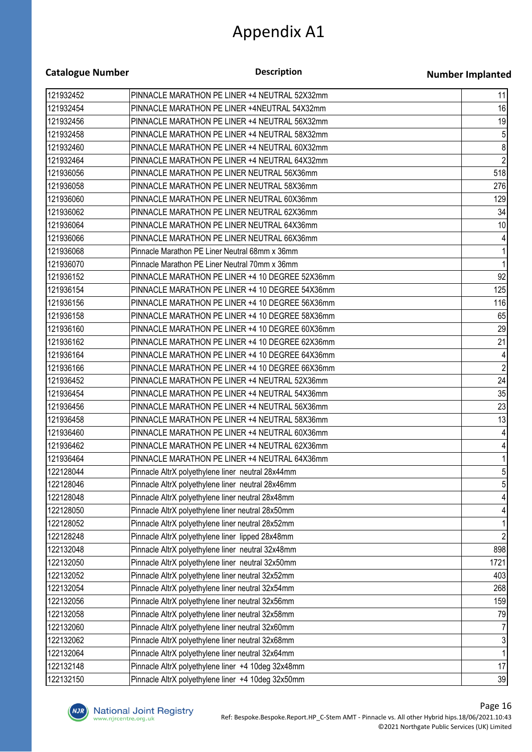# Appendix A1

| Catalogue Number | Description | Number Implanted |
|---|---|---|
| 121932452 | PINNACLE MARATHON PE LINER +4 NEUTRAL 52X32mm | 11 |
| 121932454 | PINNACLE MARATHON PE LINER +4NEUTRAL 54X32mm | 16 |
| 121932456 | PINNACLE MARATHON PE LINER +4 NEUTRAL 56X32mm | 19 |
| 121932458 | PINNACLE MARATHON PE LINER +4 NEUTRAL 58X32mm | 5 |
| 121932460 | PINNACLE MARATHON PE LINER +4 NEUTRAL 60X32mm | 8 |
| 121932464 | PINNACLE MARATHON PE LINER +4 NEUTRAL 64X32mm | 2 |
| 121936056 | PINNACLE MARATHON PE LINER NEUTRAL 56X36mm | 518 |
| 121936058 | PINNACLE MARATHON PE LINER NEUTRAL 58X36mm | 276 |
| 121936060 | PINNACLE MARATHON PE LINER NEUTRAL 60X36mm | 129 |
| 121936062 | PINNACLE MARATHON PE LINER NEUTRAL 62X36mm | 34 |
| 121936064 | PINNACLE MARATHON PE LINER NEUTRAL 64X36mm | 10 |
| 121936066 | PINNACLE MARATHON PE LINER NEUTRAL 66X36mm | 4 |
| 121936068 | Pinnacle Marathon PE Liner Neutral 68mm x 36mm | 1 |
| 121936070 | Pinnacle Marathon PE Liner Neutral 70mm x 36mm | 1 |
| 121936152 | PINNACLE MARATHON PE LINER +4 10 DEGREE 52X36mm | 92 |
| 121936154 | PINNACLE MARATHON PE LINER +4 10 DEGREE 54X36mm | 125 |
| 121936156 | PINNACLE MARATHON PE LINER +4 10 DEGREE 56X36mm | 116 |
| 121936158 | PINNACLE MARATHON PE LINER +4 10 DEGREE 58X36mm | 65 |
| 121936160 | PINNACLE MARATHON PE LINER +4 10 DEGREE 60X36mm | 29 |
| 121936162 | PINNACLE MARATHON PE LINER +4 10 DEGREE 62X36mm | 21 |
| 121936164 | PINNACLE MARATHON PE LINER +4 10 DEGREE 64X36mm | 4 |
| 121936166 | PINNACLE MARATHON PE LINER +4 10 DEGREE 66X36mm | 2 |
| 121936452 | PINNACLE MARATHON PE LINER +4 NEUTRAL 52X36mm | 24 |
| 121936454 | PINNACLE MARATHON PE LINER +4 NEUTRAL 54X36mm | 35 |
| 121936456 | PINNACLE MARATHON PE LINER +4 NEUTRAL 56X36mm | 23 |
| 121936458 | PINNACLE MARATHON PE LINER +4 NEUTRAL 58X36mm | 13 |
| 121936460 | PINNACLE MARATHON PE LINER +4 NEUTRAL 60X36mm | 4 |
| 121936462 | PINNACLE MARATHON PE LINER +4 NEUTRAL 62X36mm | 4 |
| 121936464 | PINNACLE MARATHON PE LINER +4 NEUTRAL 64X36mm | 1 |
| 122128044 | Pinnacle AltrX polyethylene liner neutral 28x44mm | 5 |
| 122128046 | Pinnacle AltrX polyethylene liner neutral 28x46mm | 5 |
| 122128048 | Pinnacle AltrX polyethylene liner neutral 28x48mm | 4 |
| 122128050 | Pinnacle AltrX polyethylene liner neutral 28x50mm | 4 |
| 122128052 | Pinnacle AltrX polyethylene liner neutral 28x52mm | 1 |
| 122128248 | Pinnacle AltrX polyethylene liner lipped 28x48mm | 2 |
| 122132048 | Pinnacle AltrX polyethylene liner neutral 32x48mm | 898 |
| 122132050 | Pinnacle AltrX polyethylene liner neutral 32x50mm | 1721 |
| 122132052 | Pinnacle AltrX polyethylene liner neutral 32x52mm | 403 |
| 122132054 | Pinnacle AltrX polyethylene liner neutral 32x54mm | 268 |
| 122132056 | Pinnacle AltrX polyethylene liner neutral 32x56mm | 159 |
| 122132058 | Pinnacle AltrX polyethylene liner neutral 32x58mm | 79 |
| 122132060 | Pinnacle AltrX polyethylene liner neutral 32x60mm | 7 |
| 122132062 | Pinnacle AltrX polyethylene liner neutral 32x68mm | 3 |
| 122132064 | Pinnacle AltrX polyethylene liner neutral 32x64mm | 1 |
| 122132148 | Pinnacle AltrX polyethylene liner +4 10deg 32x48mm | 17 |
| 122132150 | Pinnacle AltrX polyethylene liner +4 10deg 32x50mm | 39 |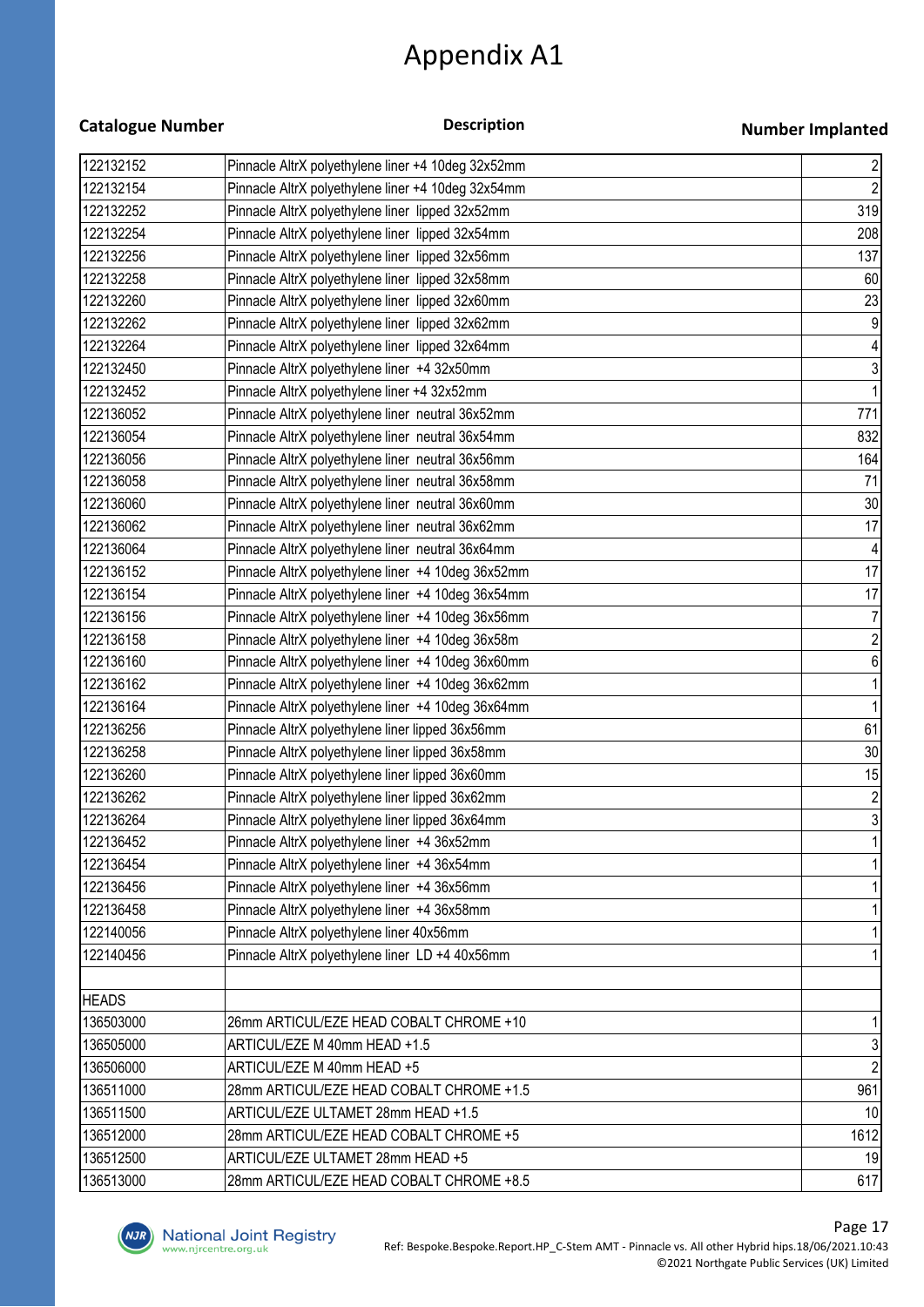# Appendix A1

| Catalogue Number | Description | Number Implanted |
|---|---|---|
| 122132152 | Pinnacle AltrX polyethylene liner +4 10deg 32x52mm | 2 |
| 122132154 | Pinnacle AltrX polyethylene liner +4 10deg 32x54mm | 2 |
| 122132252 | Pinnacle AltrX polyethylene liner  lipped 32x52mm | 319 |
| 122132254 | Pinnacle AltrX polyethylene liner  lipped 32x54mm | 208 |
| 122132256 | Pinnacle AltrX polyethylene liner  lipped 32x56mm | 137 |
| 122132258 | Pinnacle AltrX polyethylene liner  lipped 32x58mm | 60 |
| 122132260 | Pinnacle AltrX polyethylene liner  lipped 32x60mm | 23 |
| 122132262 | Pinnacle AltrX polyethylene liner  lipped 32x62mm | 9 |
| 122132264 | Pinnacle AltrX polyethylene liner  lipped 32x64mm | 4 |
| 122132450 | Pinnacle AltrX polyethylene liner  +4 32x50mm | 3 |
| 122132452 | Pinnacle AltrX polyethylene liner +4 32x52mm | 1 |
| 122136052 | Pinnacle AltrX polyethylene liner  neutral 36x52mm | 771 |
| 122136054 | Pinnacle AltrX polyethylene liner  neutral 36x54mm | 832 |
| 122136056 | Pinnacle AltrX polyethylene liner  neutral 36x56mm | 164 |
| 122136058 | Pinnacle AltrX polyethylene liner  neutral 36x58mm | 71 |
| 122136060 | Pinnacle AltrX polyethylene liner  neutral 36x60mm | 30 |
| 122136062 | Pinnacle AltrX polyethylene liner  neutral 36x62mm | 17 |
| 122136064 | Pinnacle AltrX polyethylene liner  neutral 36x64mm | 4 |
| 122136152 | Pinnacle AltrX polyethylene liner  +4 10deg 36x52mm | 17 |
| 122136154 | Pinnacle AltrX polyethylene liner  +4 10deg 36x54mm | 17 |
| 122136156 | Pinnacle AltrX polyethylene liner  +4 10deg 36x56mm | 7 |
| 122136158 | Pinnacle AltrX polyethylene liner  +4 10deg 36x58m | 2 |
| 122136160 | Pinnacle AltrX polyethylene liner  +4 10deg 36x60mm | 6 |
| 122136162 | Pinnacle AltrX polyethylene liner  +4 10deg 36x62mm | 1 |
| 122136164 | Pinnacle AltrX polyethylene liner  +4 10deg 36x64mm | 1 |
| 122136256 | Pinnacle AltrX polyethylene liner lipped 36x56mm | 61 |
| 122136258 | Pinnacle AltrX polyethylene liner lipped 36x58mm | 30 |
| 122136260 | Pinnacle AltrX polyethylene liner lipped 36x60mm | 15 |
| 122136262 | Pinnacle AltrX polyethylene liner lipped 36x62mm | 2 |
| 122136264 | Pinnacle AltrX polyethylene liner lipped 36x64mm | 3 |
| 122136452 | Pinnacle AltrX polyethylene liner  +4 36x52mm | 1 |
| 122136454 | Pinnacle AltrX polyethylene liner  +4 36x54mm | 1 |
| 122136456 | Pinnacle AltrX polyethylene liner  +4 36x56mm | 1 |
| 122136458 | Pinnacle AltrX polyethylene liner  +4 36x58mm | 1 |
| 122140056 | Pinnacle AltrX polyethylene liner 40x56mm | 1 |
| 122140456 | Pinnacle AltrX polyethylene liner  LD +4 40x56mm | 1 |
| | | |
| HEADS | | |
| 136503000 | 26mm ARTICUL/EZE HEAD COBALT CHROME +10 | 1 |
| 136505000 | ARTICUL/EZE M 40mm HEAD +1.5 | 3 |
| 136506000 | ARTICUL/EZE M 40mm HEAD +5 | 2 |
| 136511000 | 28mm ARTICUL/EZE HEAD COBALT CHROME +1.5 | 961 |
| 136511500 | ARTICUL/EZE ULTAMET 28mm HEAD +1.5 | 10 |
| 136512000 | 28mm ARTICUL/EZE HEAD COBALT CHROME +5 | 1612 |
| 136512500 | ARTICUL/EZE ULTAMET 28mm HEAD +5 | 19 |
| 136513000 | 28mm ARTICUL/EZE HEAD COBALT CHROME +8.5 | 617 |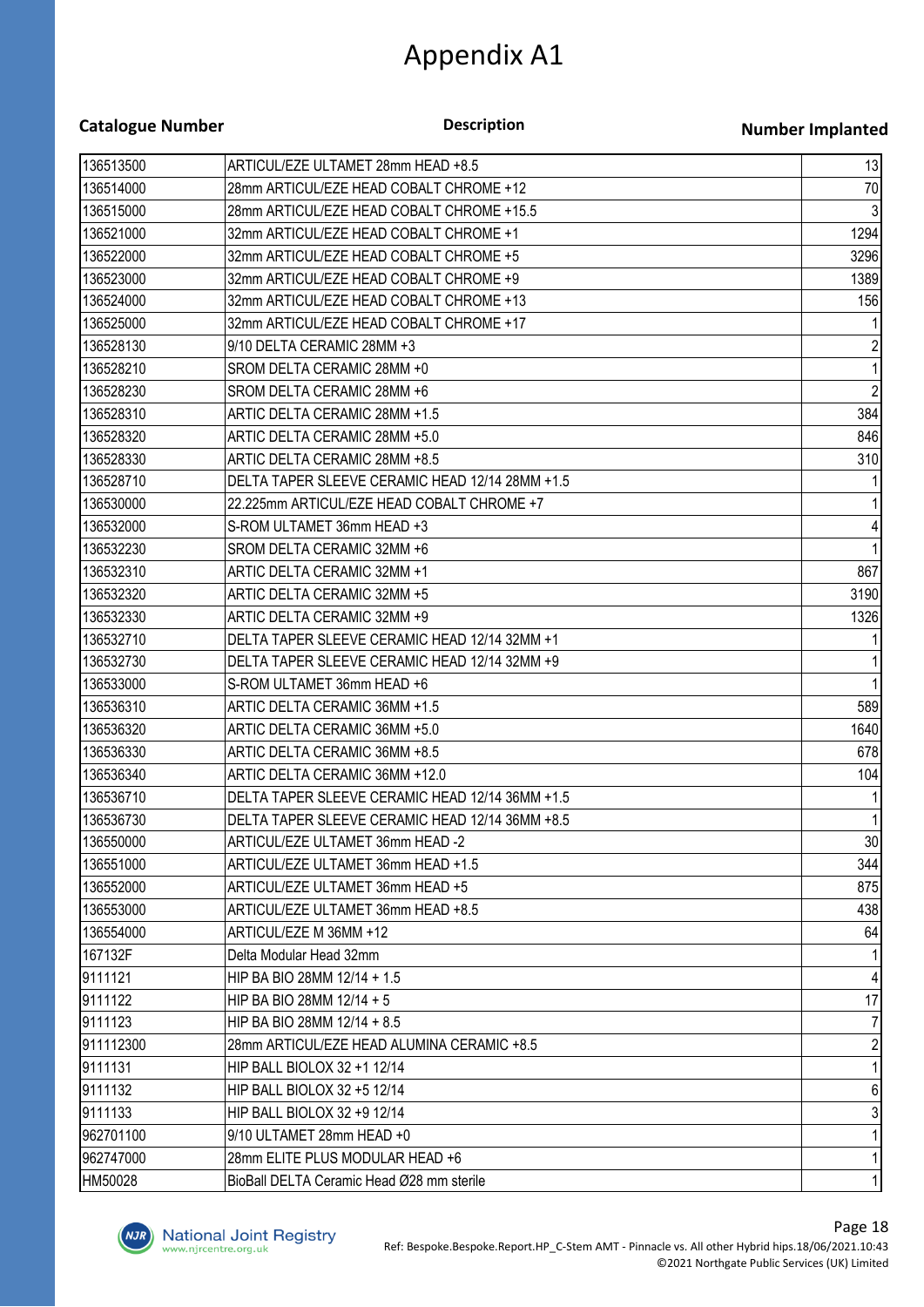# Appendix A1

| Catalogue Number | Description | Number Implanted |
|---|---|---|
| 136513500 | ARTICUL/EZE ULTAMET 28mm HEAD +8.5 | 13 |
| 136514000 | 28mm ARTICUL/EZE HEAD COBALT CHROME +12 | 70 |
| 136515000 | 28mm ARTICUL/EZE HEAD COBALT CHROME +15.5 | 3 |
| 136521000 | 32mm ARTICUL/EZE HEAD COBALT CHROME +1 | 1294 |
| 136522000 | 32mm ARTICUL/EZE HEAD COBALT CHROME +5 | 3296 |
| 136523000 | 32mm ARTICUL/EZE HEAD COBALT CHROME +9 | 1389 |
| 136524000 | 32mm ARTICUL/EZE HEAD COBALT CHROME +13 | 156 |
| 136525000 | 32mm ARTICUL/EZE HEAD COBALT CHROME +17 | 1 |
| 136528130 | 9/10 DELTA CERAMIC 28MM +3 | 2 |
| 136528210 | SROM DELTA CERAMIC 28MM +0 | 1 |
| 136528230 | SROM DELTA CERAMIC 28MM +6 | 2 |
| 136528310 | ARTIC DELTA CERAMIC 28MM +1.5 | 384 |
| 136528320 | ARTIC DELTA CERAMIC 28MM +5.0 | 846 |
| 136528330 | ARTIC DELTA CERAMIC 28MM +8.5 | 310 |
| 136528710 | DELTA TAPER SLEEVE CERAMIC HEAD 12/14 28MM +1.5 | 1 |
| 136530000 | 22.225mm ARTICUL/EZE HEAD COBALT CHROME +7 | 1 |
| 136532000 | S-ROM ULTAMET 36mm HEAD +3 | 4 |
| 136532230 | SROM DELTA CERAMIC 32MM +6 | 1 |
| 136532310 | ARTIC DELTA CERAMIC 32MM +1 | 867 |
| 136532320 | ARTIC DELTA CERAMIC 32MM +5 | 3190 |
| 136532330 | ARTIC DELTA CERAMIC 32MM +9 | 1326 |
| 136532710 | DELTA TAPER SLEEVE CERAMIC HEAD 12/14 32MM +1 | 1 |
| 136532730 | DELTA TAPER SLEEVE CERAMIC HEAD 12/14 32MM +9 | 1 |
| 136533000 | S-ROM ULTAMET 36mm HEAD +6 | 1 |
| 136536310 | ARTIC DELTA CERAMIC 36MM +1.5 | 589 |
| 136536320 | ARTIC DELTA CERAMIC 36MM +5.0 | 1640 |
| 136536330 | ARTIC DELTA CERAMIC 36MM +8.5 | 678 |
| 136536340 | ARTIC DELTA CERAMIC 36MM +12.0 | 104 |
| 136536710 | DELTA TAPER SLEEVE CERAMIC HEAD 12/14 36MM +1.5 | 1 |
| 136536730 | DELTA TAPER SLEEVE CERAMIC HEAD 12/14 36MM +8.5 | 1 |
| 136550000 | ARTICUL/EZE ULTAMET 36mm HEAD -2 | 30 |
| 136551000 | ARTICUL/EZE ULTAMET 36mm HEAD +1.5 | 344 |
| 136552000 | ARTICUL/EZE ULTAMET 36mm HEAD +5 | 875 |
| 136553000 | ARTICUL/EZE ULTAMET 36mm HEAD +8.5 | 438 |
| 136554000 | ARTICUL/EZE M 36MM +12 | 64 |
| 167132F | Delta Modular Head 32mm | 1 |
| 9111121 | HIP BA BIO 28MM 12/14 + 1.5 | 4 |
| 9111122 | HIP BA BIO 28MM 12/14 + 5 | 17 |
| 9111123 | HIP BA BIO 28MM 12/14 + 8.5 | 7 |
| 911112300 | 28mm ARTICUL/EZE HEAD ALUMINA CERAMIC +8.5 | 2 |
| 9111131 | HIP BALL BIOLOX 32 +1 12/14 | 1 |
| 9111132 | HIP BALL BIOLOX 32 +5 12/14 | 6 |
| 9111133 | HIP BALL BIOLOX 32 +9 12/14 | 3 |
| 962701100 | 9/10 ULTAMET 28mm HEAD +0 | 1 |
| 962747000 | 28mm ELITE PLUS MODULAR HEAD +6 | 1 |
| HM50028 | BioBall DELTA Ceramic Head Ø28 mm sterile | 1 |

National Joint Registry
www.njrcentre.org.uk

Ref: Bespoke.Bespoke.Report.HP_C-Stem AMT - Pinnacle vs. All other Hybrid hips.18/06/2021.10:43
©2021 Northgate Public Services (UK) Limited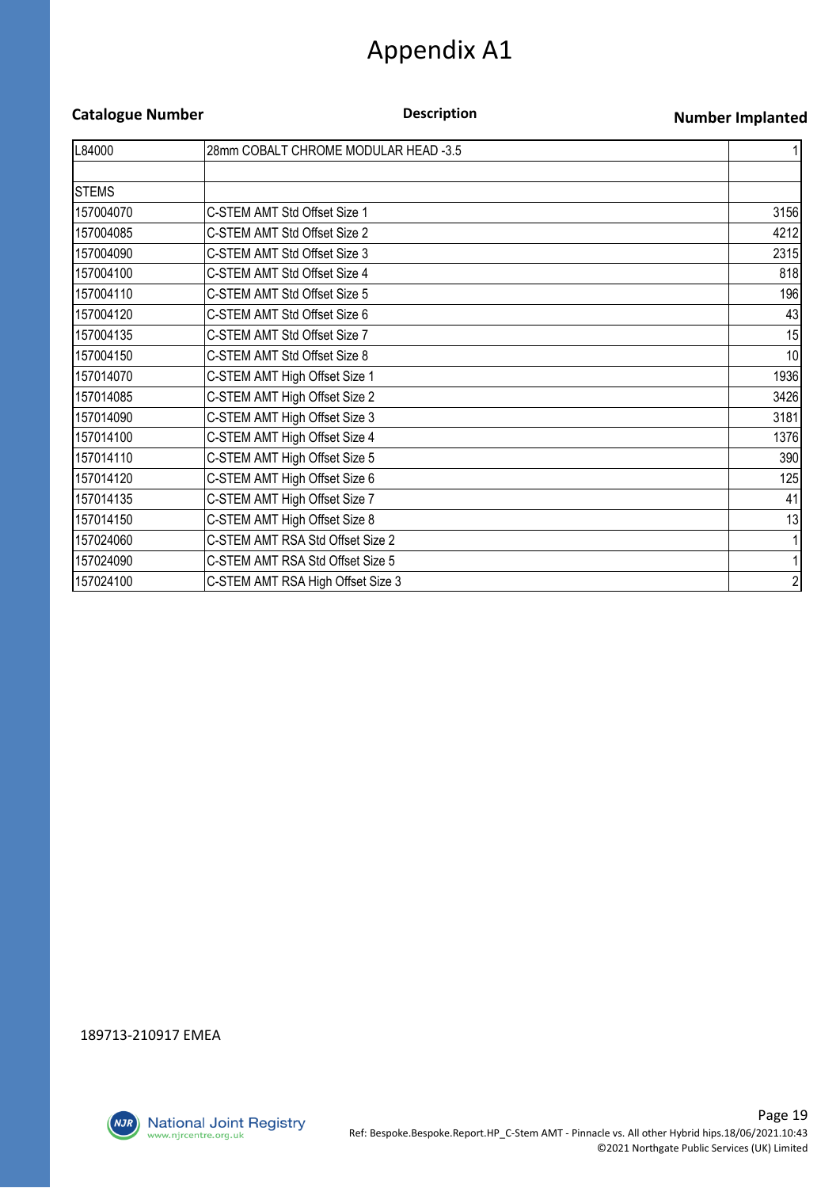# Appendix A1

| Catalogue Number | Description | Number Implanted |
|---|---|---|
| L84000 | 28mm COBALT CHROME MODULAR HEAD -3.5 | 1 |
| | | |
| STEMS | | |
| 157004070 | C-STEM AMT Std Offset Size 1 | 3156 |
| 157004085 | C-STEM AMT Std Offset Size 2 | 4212 |
| 157004090 | C-STEM AMT Std Offset Size 3 | 2315 |
| 157004100 | C-STEM AMT Std Offset Size 4 | 818 |
| 157004110 | C-STEM AMT Std Offset Size 5 | 196 |
| 157004120 | C-STEM AMT Std Offset Size 6 | 43 |
| 157004135 | C-STEM AMT Std Offset Size 7 | 15 |
| 157004150 | C-STEM AMT Std Offset Size 8 | 10 |
| 157014070 | C-STEM AMT High Offset Size 1 | 1936 |
| 157014085 | C-STEM AMT High Offset Size 2 | 3426 |
| 157014090 | C-STEM AMT High Offset Size 3 | 3181 |
| 157014100 | C-STEM AMT High Offset Size 4 | 1376 |
| 157014110 | C-STEM AMT High Offset Size 5 | 390 |
| 157014120 | C-STEM AMT High Offset Size 6 | 125 |
| 157014135 | C-STEM AMT High Offset Size 7 | 41 |
| 157014150 | C-STEM AMT High Offset Size 8 | 13 |
| 157024060 | C-STEM AMT RSA Std Offset Size 2 | 1 |
| 157024090 | C-STEM AMT RSA Std Offset Size 5 | 1 |
| 157024100 | C-STEM AMT RSA High Offset Size 3 | 2 |

189713-210917 EMEA